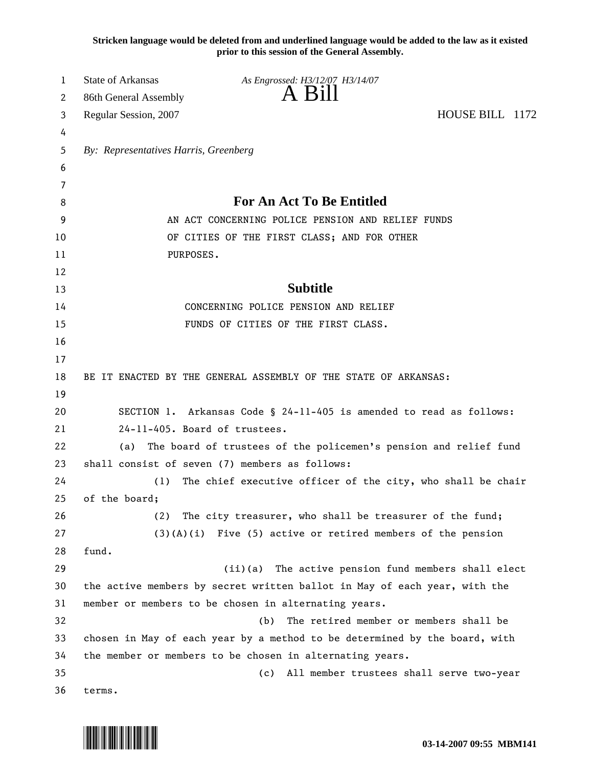**Stricken language would be deleted from and underlined language would be added to the law as it existed prior to this session of the General Assembly.**

State of Arkansas
86th General Assembly
Regular Session, 2007

*As Engrossed: H3/12/07 H3/14/07*

# A Bill

HOUSE BILL 1172

*By: Representatives Harris, Greenberg*

## For An Act To Be Entitled

AN ACT CONCERNING POLICE PENSION AND RELIEF FUNDS OF CITIES OF THE FIRST CLASS; AND FOR OTHER PURPOSES.

## Subtitle

CONCERNING POLICE PENSION AND RELIEF FUNDS OF CITIES OF THE FIRST CLASS.

BE IT ENACTED BY THE GENERAL ASSEMBLY OF THE STATE OF ARKANSAS:

SECTION 1. Arkansas Code § 24-11-405 is amended to read as follows:

24-11-405. Board of trustees.

(a) The board of trustees of the policemen's pension and relief fund shall consist of seven (7) members as follows:

(1) The chief executive officer of the city, who shall be chair of the board;

(2) The city treasurer, who shall be treasurer of the fund;

(3)(A)(i) Five (5) active or retired members of the pension fund.

(ii)(a) The active pension fund members shall elect the active members by secret written ballot in May of each year, with the member or members to be chosen in alternating years.

(b) The retired member or members shall be chosen in May of each year by a method to be determined by the board, with the member or members to be chosen in alternating years.

(c) All member trustees shall serve two-year terms.

03-14-2007 09:55 MBM141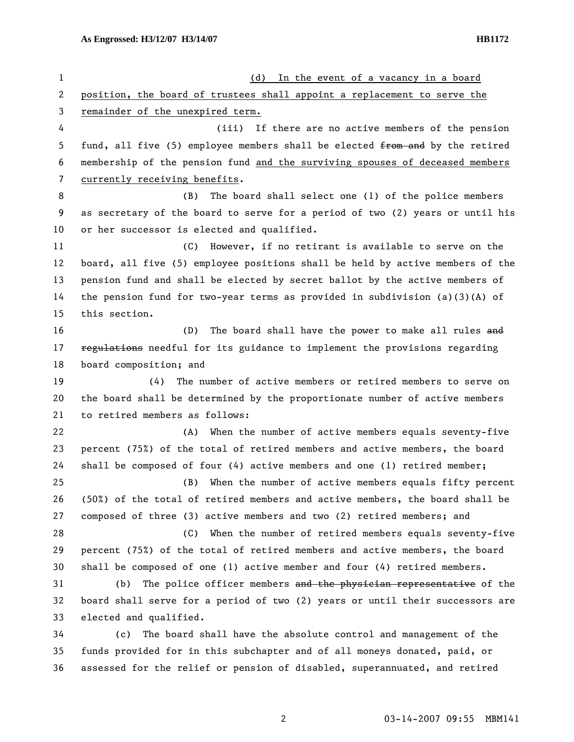(d) In the event of a vacancy in a board position, the board of trustees shall appoint a replacement to serve the remainder of the unexpired term.

(iii) If there are no active members of the pension fund, all five (5) employee members shall be elected ~~from and~~ by the retired membership of the pension fund and the surviving spouses of deceased members currently receiving benefits.

(B) The board shall select one (1) of the police members as secretary of the board to serve for a period of two (2) years or until his or her successor is elected and qualified.

(C) However, if no retirant is available to serve on the board, all five (5) employee positions shall be held by active members of the pension fund and shall be elected by secret ballot by the active members of the pension fund for two-year terms as provided in subdivision (a)(3)(A) of this section.

(D) The board shall have the power to make all rules ~~and regulations~~ needful for its guidance to implement the provisions regarding board composition; and

(4) The number of active members or retired members to serve on the board shall be determined by the proportionate number of active members to retired members as follows:

(A) When the number of active members equals seventy-five percent (75%) of the total of retired members and active members, the board shall be composed of four (4) active members and one (1) retired member;

(B) When the number of active members equals fifty percent (50%) of the total of retired members and active members, the board shall be composed of three (3) active members and two (2) retired members; and

(C) When the number of retired members equals seventy-five percent (75%) of the total of retired members and active members, the board shall be composed of one (1) active member and four (4) retired members.

(b) The police officer members ~~and the physician representative~~ of the board shall serve for a period of two (2) years or until their successors are elected and qualified.

(c) The board shall have the absolute control and management of the funds provided for in this subchapter and of all moneys donated, paid, or assessed for the relief or pension of disabled, superannuated, and retired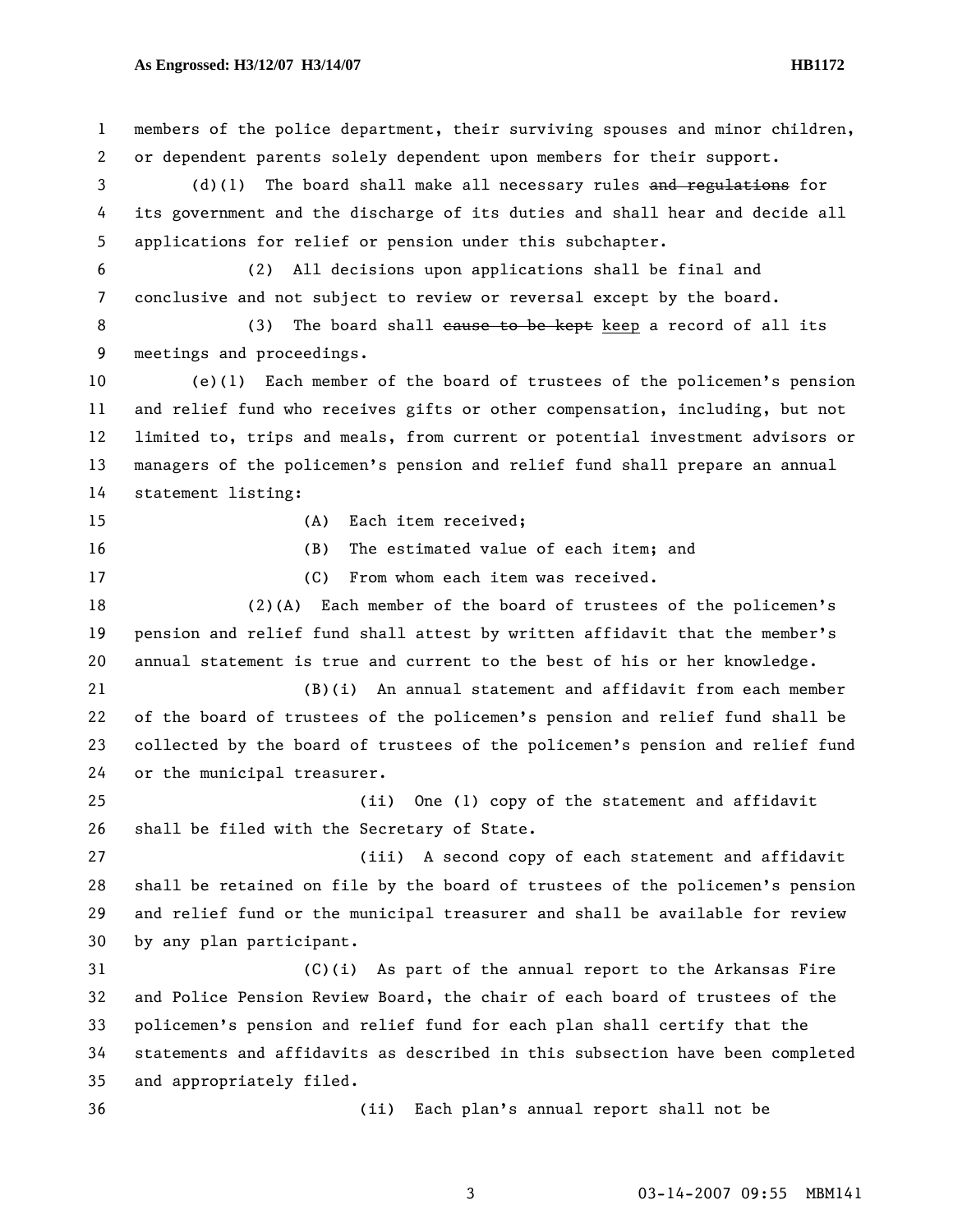members of the police department, their surviving spouses and minor children, or dependent parents solely dependent upon members for their support.

(d)(1) The board shall make all necessary rules ~~and regulations~~ for its government and the discharge of its duties and shall hear and decide all applications for relief or pension under this subchapter.

(2) All decisions upon applications shall be final and conclusive and not subject to review or reversal except by the board.

(3) The board shall ~~cause to be kept~~ keep a record of all its meetings and proceedings.

(e)(1) Each member of the board of trustees of the policemen's pension and relief fund who receives gifts or other compensation, including, but not limited to, trips and meals, from current or potential investment advisors or managers of the policemen's pension and relief fund shall prepare an annual statement listing:

(A) Each item received;

(B) The estimated value of each item; and

(C) From whom each item was received.

(2)(A) Each member of the board of trustees of the policemen's pension and relief fund shall attest by written affidavit that the member's annual statement is true and current to the best of his or her knowledge.

(B)(i) An annual statement and affidavit from each member of the board of trustees of the policemen's pension and relief fund shall be collected by the board of trustees of the policemen's pension and relief fund or the municipal treasurer.

(ii) One (1) copy of the statement and affidavit shall be filed with the Secretary of State.

(iii) A second copy of each statement and affidavit shall be retained on file by the board of trustees of the policemen's pension and relief fund or the municipal treasurer and shall be available for review by any plan participant.

(C)(i) As part of the annual report to the Arkansas Fire and Police Pension Review Board, the chair of each board of trustees of the policemen's pension and relief fund for each plan shall certify that the statements and affidavits as described in this subsection have been completed and appropriately filed.

(ii) Each plan's annual report shall not be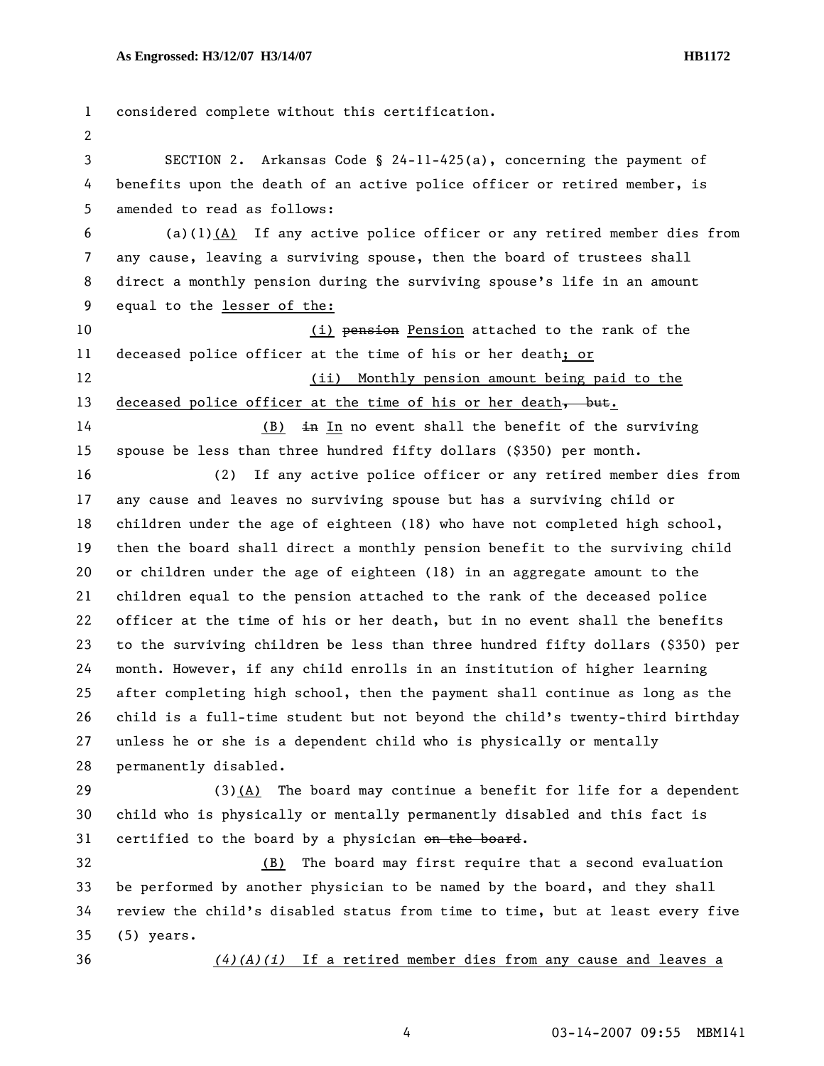considered complete without this certification.

SECTION 2. Arkansas Code § 24-11-425(a), concerning the payment of benefits upon the death of an active police officer or retired member, is amended to read as follows:

(a)(1)<u>(A)</u> If any active police officer or any retired member dies from any cause, leaving a surviving spouse, then the board of trustees shall direct a monthly pension during the surviving spouse's life in an amount equal to the <u>lesser of the:</u>

<u>(i)</u> ~~pension~~ <u>Pension</u> attached to the rank of the deceased police officer at the time of his or her death<u>; or</u>

<u>(ii) Monthly pension amount being paid to the deceased police officer at the time of his or her death</u>~~, but~~.

<u>(B)</u> ~~in~~ <u>In</u> no event shall the benefit of the surviving spouse be less than three hundred fifty dollars ($350) per month.

(2) If any active police officer or any retired member dies from any cause and leaves no surviving spouse but has a surviving child or children under the age of eighteen (18) who have not completed high school, then the board shall direct a monthly pension benefit to the surviving child or children under the age of eighteen (18) in an aggregate amount to the children equal to the pension attached to the rank of the deceased police officer at the time of his or her death, but in no event shall the benefits to the surviving children be less than three hundred fifty dollars ($350) per month. However, if any child enrolls in an institution of higher learning after completing high school, then the payment shall continue as long as the child is a full-time student but not beyond the child's twenty-third birthday unless he or she is a dependent child who is physically or mentally permanently disabled.

(3)<u>(A)</u> The board may continue a benefit for life for a dependent child who is physically or mentally permanently disabled and this fact is certified to the board by a physician ~~on the board~~.

<u>(B)</u> The board may first require that a second evaluation be performed by another physician to be named by the board, and they shall review the child's disabled status from time to time, but at least every five (5) years.

<u>*(4)(A)(i) If a retired member dies from any cause and leaves a*</u>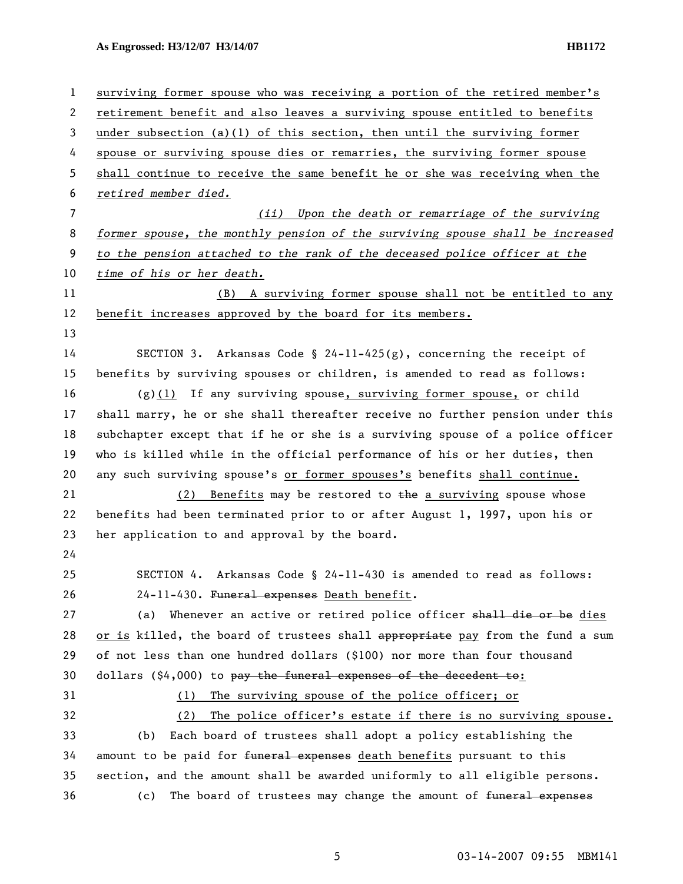surviving former spouse who was receiving a portion of the retired member's retirement benefit and also leaves a surviving spouse entitled to benefits under subsection (a)(1) of this section, then until the surviving former spouse or surviving spouse dies or remarries, the surviving former spouse shall continue to receive the same benefit he or she was receiving when the *retired member died.*

*(ii) Upon the death or remarriage of the surviving former spouse, the monthly pension of the surviving spouse shall be increased to the pension attached to the rank of the deceased police officer at the time of his or her death.*

(B) A surviving former spouse shall not be entitled to any benefit increases approved by the board for its members.

SECTION 3. Arkansas Code § 24-11-425(g), concerning the receipt of benefits by surviving spouses or children, is amended to read as follows:

(g)(1) If any surviving spouse, surviving former spouse, or child shall marry, he or she shall thereafter receive no further pension under this subchapter except that if he or she is a surviving spouse of a police officer who is killed while in the official performance of his or her duties, then any such surviving spouse's or former spouses's benefits shall continue.

(2) Benefits may be restored to ~~the~~ a surviving spouse whose benefits had been terminated prior to or after August 1, 1997, upon his or her application to and approval by the board.

SECTION 4. Arkansas Code § 24-11-430 is amended to read as follows:

24-11-430. ~~Funeral expenses~~ Death benefit.

(a) Whenever an active or retired police officer ~~shall die or be~~ dies or is killed, the board of trustees shall ~~appropriate~~ pay from the fund a sum of not less than one hundred dollars ($100) nor more than four thousand dollars ($4,000) to ~~pay the funeral expenses of the decedent to~~:

(1) The surviving spouse of the police officer; or

(2) The police officer's estate if there is no surviving spouse.

(b) Each board of trustees shall adopt a policy establishing the amount to be paid for ~~funeral expenses~~ death benefits pursuant to this section, and the amount shall be awarded uniformly to all eligible persons.

(c) The board of trustees may change the amount of ~~funeral expenses~~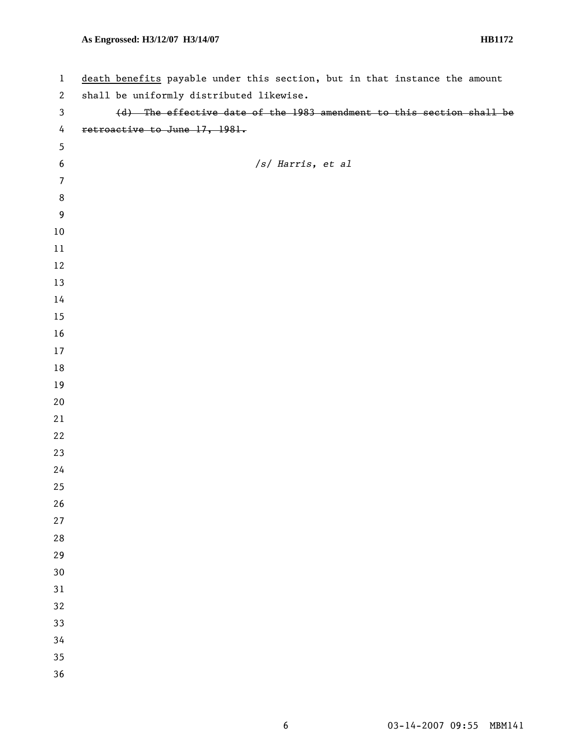<u>death benefits</u> payable under this section, but in that instance the amount shall be uniformly distributed likewise.

~~(d) The effective date of the 1983 amendment to this section shall be retroactive to June 17, 1981.~~

*/s/ Harris, et al*